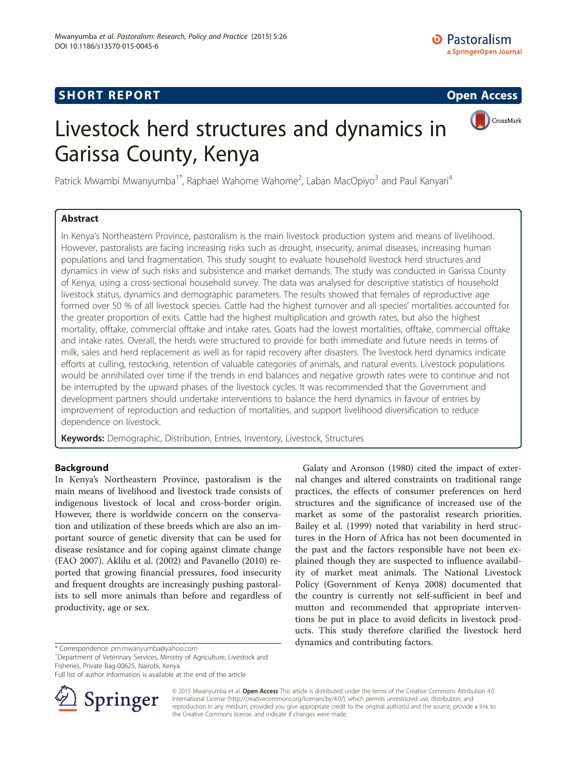SHORT REPORT

Open Access

# Livestock herd structures and dynamics in Garissa County, Kenya

Patrick Mwambi Mwanyumba[1*], Raphael Wahome Wahome[2], Laban MacOpiyo[3] and Paul Kanyari[4]

## Abstract

In Kenya's Northeastern Province, pastoralism is the main livestock production system and means of livelihood. However, pastoralists are facing increasing risks such as drought, insecurity, animal diseases, increasing human populations and land fragmentation. This study sought to evaluate household livestock herd structures and dynamics in view of such risks and subsistence and market demands. The study was conducted in Garissa County of Kenya, using a cross-sectional household survey. The data was analysed for descriptive statistics of household livestock status, dynamics and demographic parameters. The results showed that females of reproductive age formed over 50 % of all livestock species. Cattle had the highest turnover and all species' mortalities accounted for the greater proportion of exits. Cattle had the highest multiplication and growth rates, but also the highest mortality, offtake, commercial offtake and intake rates. Goats had the lowest mortalities, offtake, commercial offtake and intake rates. Overall, the herds were structured to provide for both immediate and future needs in terms of milk, sales and herd replacement as well as for rapid recovery after disasters. The livestock herd dynamics indicate efforts at culling, restocking, retention of valuable categories of animals, and natural events. Livestock populations would be annihilated over time if the trends in end balances and negative growth rates were to continue and not be interrupted by the upward phases of the livestock cycles. It was recommended that the Government and development partners should undertake interventions to balance the herd dynamics in favour of entries by improvement of reproduction and reduction of mortalities, and support livelihood diversification to reduce dependence on livestock.

**Keywords:** Demographic, Distribution, Entries, Inventory, Livestock, Structures

## Background

In Kenya's Northeastern Province, pastoralism is the main means of livelihood and livestock trade consists of indigenous livestock of local and cross-border origin. However, there is worldwide concern on the conservation and utilization of these breeds which are also an important source of genetic diversity that can be used for disease resistance and for coping against climate change (FAO 2007). Aklilu et al. (2002) and Pavanello (2010) reported that growing financial pressures, food insecurity and frequent droughts are increasingly pushing pastoralists to sell more animals than before and regardless of productivity, age or sex.

Galaty and Aronson (1980) cited the impact of external changes and altered constraints on traditional range practices, the effects of consumer preferences on herd structures and the significance of increased use of the market as some of the pastoralist research priorities. Bailey et al. (1999) noted that variability in herd structures in the Horn of Africa has not been documented in the past and the factors responsible have not been explained though they are suspected to influence availability of market meat animals. The National Livestock Policy (Government of Kenya 2008) documented that the country is currently not self-sufficient in beef and mutton and recommended that appropriate interventions be put in place to avoid deficits in livestock products. This study therefore clarified the livestock herd dynamics and contributing factors.

\* Correspondence: pm.mwanyumba@yahoo.com
[1]Department of Veterinary Services, Ministry of Agriculture, Livestock and Fisheries, Private Bag-00625, Nairobi, Kenya
Full list of author information is available at the end of the article

© 2015 Mwanyumba et al. **Open Access** This article is distributed under the terms of the Creative Commons Attribution 4.0 International License (http://creativecommons.org/licenses/by/4.0/), which permits unrestricted use, distribution, and reproduction in any medium, provided you give appropriate credit to the original author(s) and the source, provide a link to the Creative Commons license, and indicate if changes were made.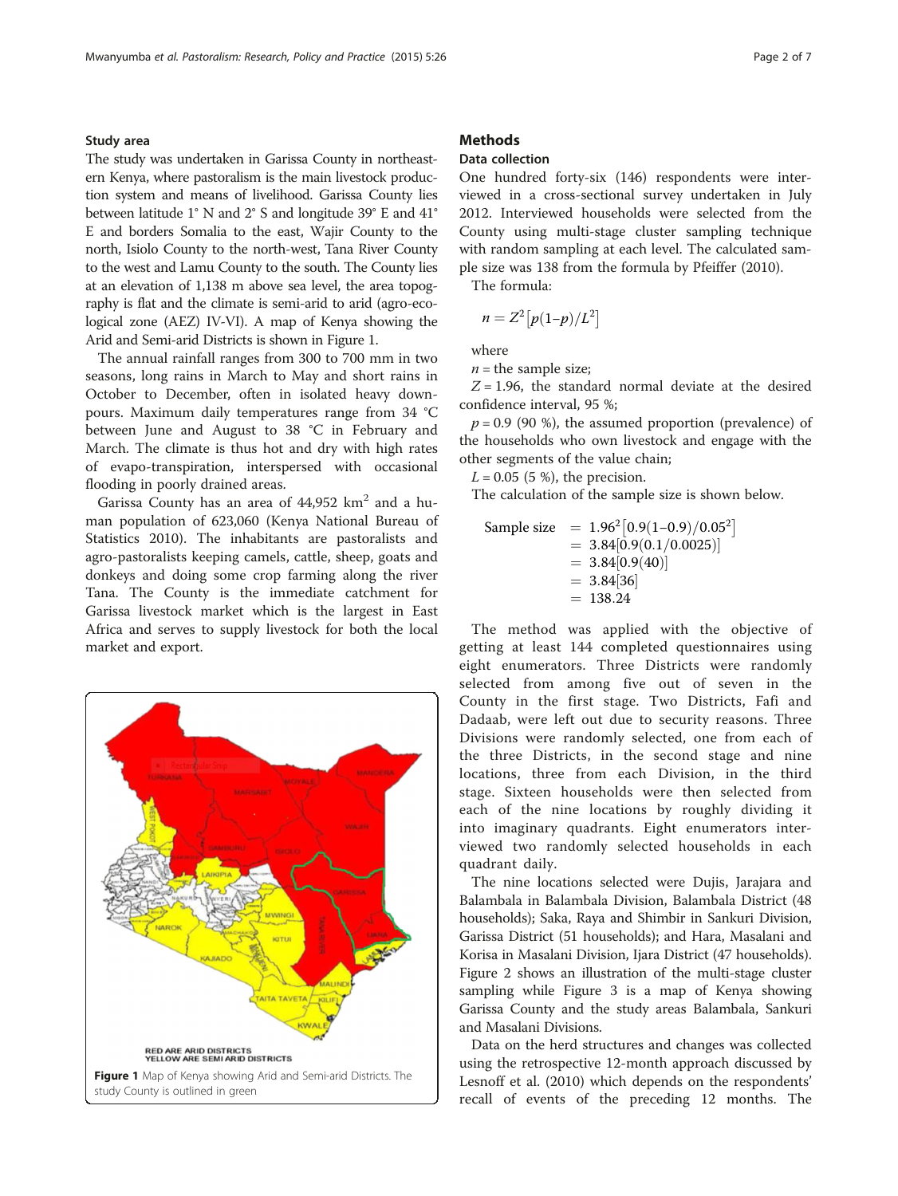### Study area

The study was undertaken in Garissa County in northeastern Kenya, where pastoralism is the main livestock production system and means of livelihood. Garissa County lies between latitude 1° N and 2° S and longitude 39° E and 41° E and borders Somalia to the east, Wajir County to the north, Isiolo County to the north-west, Tana River County to the west and Lamu County to the south. The County lies at an elevation of 1,138 m above sea level, the area topography is flat and the climate is semi-arid to arid (agro-ecological zone (AEZ) IV-VI). A map of Kenya showing the Arid and Semi-arid Districts is shown in Figure 1.

The annual rainfall ranges from 300 to 700 mm in two seasons, long rains in March to May and short rains in October to December, often in isolated heavy downpours. Maximum daily temperatures range from 34 °C between June and August to 38 °C in February and March. The climate is thus hot and dry with high rates of evapo-transpiration, interspersed with occasional flooding in poorly drained areas.

Garissa County has an area of 44,952 km$^2$ and a human population of 623,060 (Kenya National Bureau of Statistics 2010). The inhabitants are pastoralists and agro-pastoralists keeping camels, cattle, sheep, goats and donkeys and doing some crop farming along the river Tana. The County is the immediate catchment for Garissa livestock market which is the largest in East Africa and serves to supply livestock for both the local market and export.

**Figure 1** Map of Kenya showing Arid and Semi-arid Districts. The study County is outlined in green

## Methods

### Data collection

One hundred forty-six (146) respondents were interviewed in a cross-sectional survey undertaken in July 2012. Interviewed households were selected from the County using multi-stage cluster sampling technique with random sampling at each level. The calculated sample size was 138 from the formula by Pfeiffer (2010).

The formula:

$$n = Z^2\left[p(1-p)/L^2\right]$$

where

$n$ = the sample size;

$Z$ = 1.96, the standard normal deviate at the desired confidence interval, 95 %;

$p$ = 0.9 (90 %), the assumed proportion (prevalence) of the households who own livestock and engage with the other segments of the value chain;

$L$ = 0.05 (5 %), the precision.

The calculation of the sample size is shown below.

$$\begin{aligned}\text{Sample size} &= 1.96^2\left[0.9(1-0.9)/0.05^2\right] \\ &= 3.84[0.9(0.1/0.0025)] \\ &= 3.84[0.9(40)] \\ &= 3.84[36] \\ &= 138.24\end{aligned}$$

The method was applied with the objective of getting at least 144 completed questionnaires using eight enumerators. Three Districts were randomly selected from among five out of seven in the County in the first stage. Two Districts, Fafi and Dadaab, were left out due to security reasons. Three Divisions were randomly selected, one from each of the three Districts, in the second stage and nine locations, three from each Division, in the third stage. Sixteen households were then selected from each of the nine locations by roughly dividing it into imaginary quadrants. Eight enumerators interviewed two randomly selected households in each quadrant daily.

The nine locations selected were Dujis, Jarajara and Balambala in Balambala Division, Balambala District (48 households); Saka, Raya and Shimbir in Sankuri Division, Garissa District (51 households); and Hara, Masalani and Korisa in Masalani Division, Ijara District (47 households). Figure 2 shows an illustration of the multi-stage cluster sampling while Figure 3 is a map of Kenya showing Garissa County and the study areas Balambala, Sankuri and Masalani Divisions.

Data on the herd structures and changes was collected using the retrospective 12-month approach discussed by Lesnoff et al. (2010) which depends on the respondents' recall of events of the preceding 12 months. The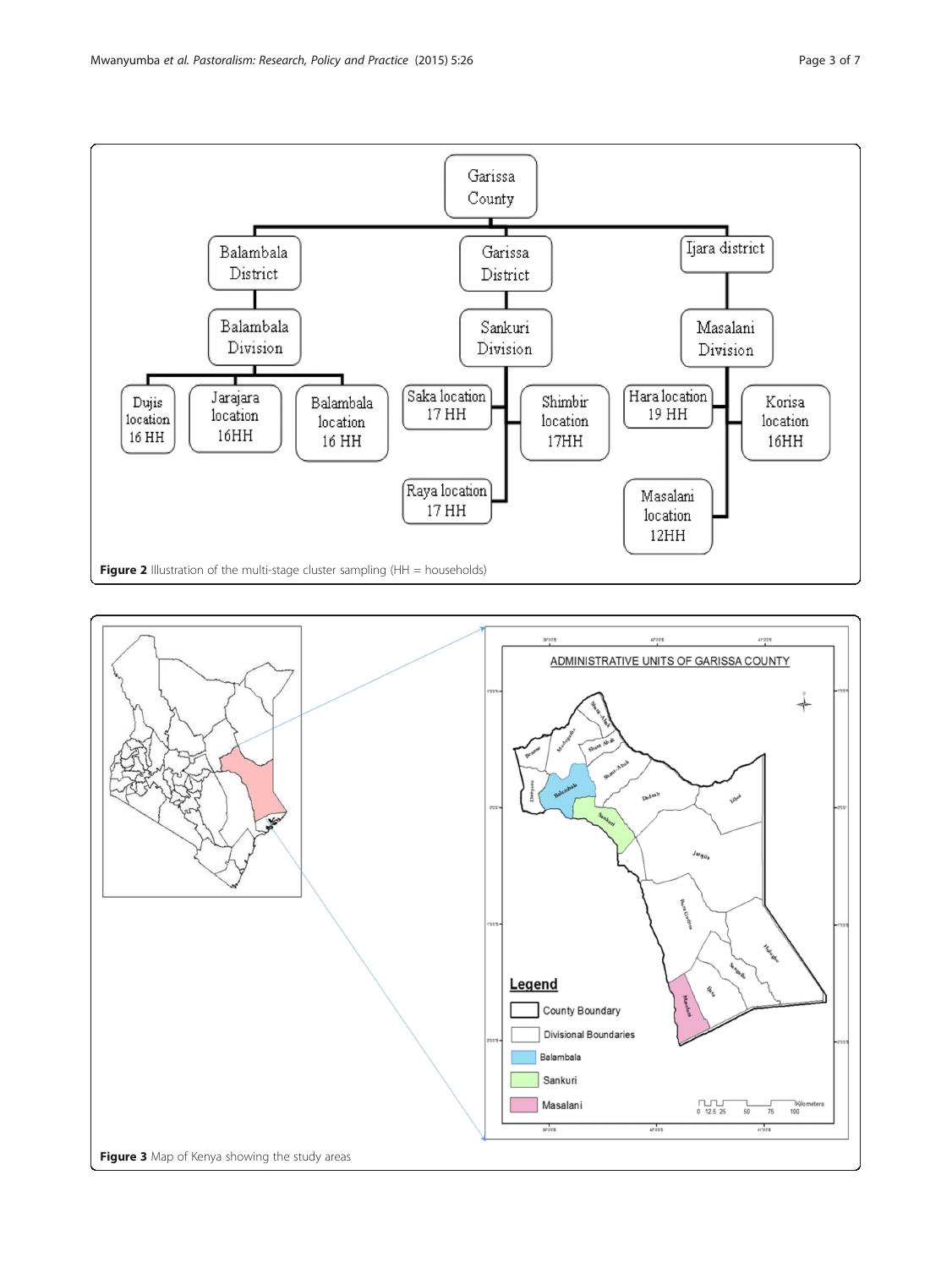Figure 2 Illustration of the multi-stage cluster sampling (HH = households)

Figure 3 Map of Kenya showing the study areas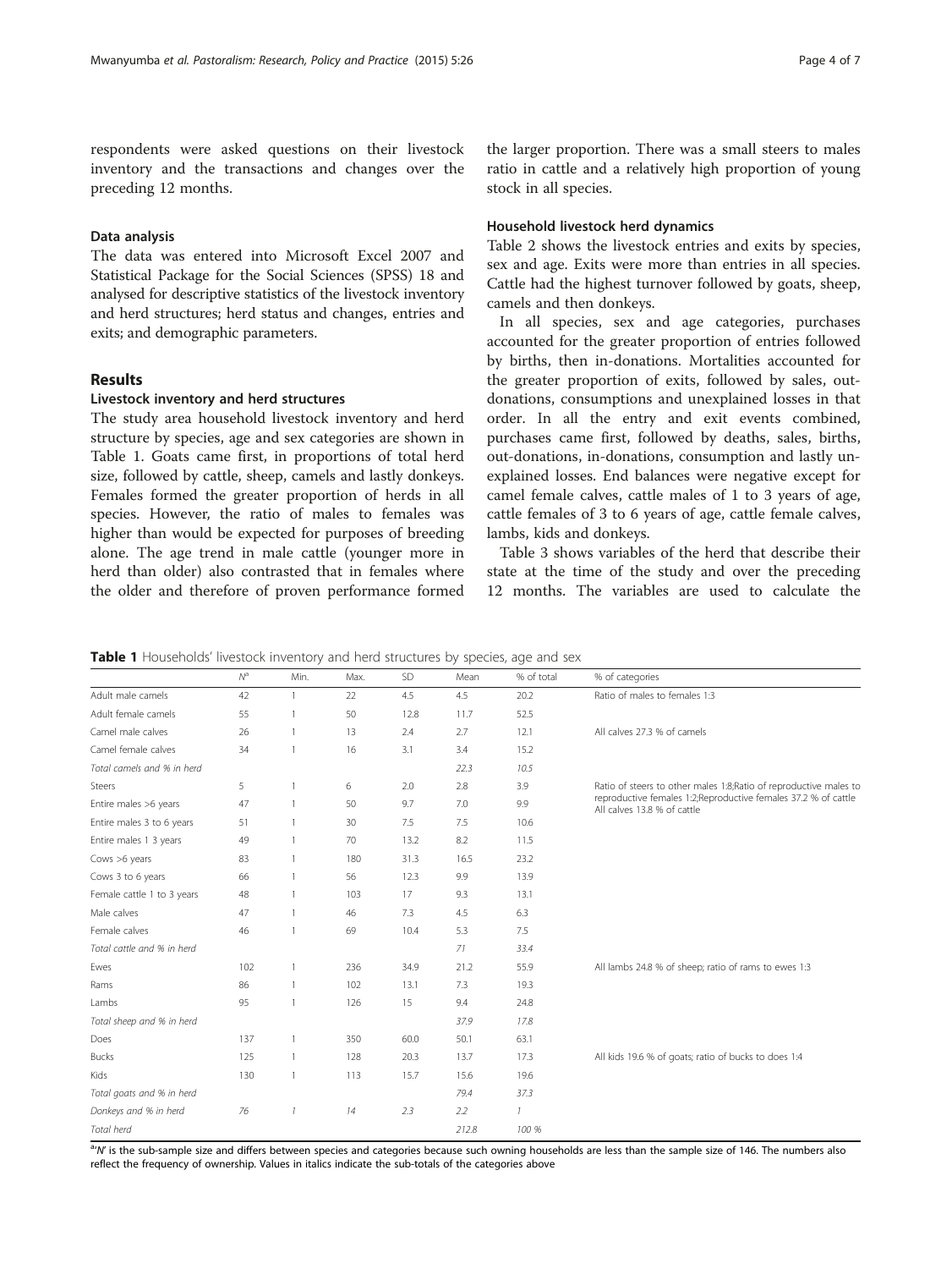respondents were asked questions on their livestock inventory and the transactions and changes over the preceding 12 months.

### Data analysis

The data was entered into Microsoft Excel 2007 and Statistical Package for the Social Sciences (SPSS) 18 and analysed for descriptive statistics of the livestock inventory and herd structures; herd status and changes, entries and exits; and demographic parameters.

## Results

### Livestock inventory and herd structures

The study area household livestock inventory and herd structure by species, age and sex categories are shown in Table 1. Goats came first, in proportions of total herd size, followed by cattle, sheep, camels and lastly donkeys. Females formed the greater proportion of herds in all species. However, the ratio of males to females was higher than would be expected for purposes of breeding alone. The age trend in male cattle (younger more in herd than older) also contrasted that in females where the older and therefore of proven performance formed the larger proportion. There was a small steers to males ratio in cattle and a relatively high proportion of young stock in all species.

### Household livestock herd dynamics

Table 2 shows the livestock entries and exits by species, sex and age. Exits were more than entries in all species. Cattle had the highest turnover followed by goats, sheep, camels and then donkeys.

In all species, sex and age categories, purchases accounted for the greater proportion of entries followed by births, then in-donations. Mortalities accounted for the greater proportion of exits, followed by sales, out-donations, consumptions and unexplained losses in that order. In all the entry and exit events combined, purchases came first, followed by deaths, sales, births, out-donations, in-donations, consumption and lastly unexplained losses. End balances were negative except for camel female calves, cattle males of 1 to 3 years of age, cattle females of 3 to 6 years of age, cattle female calves, lambs, kids and donkeys.

Table 3 shows variables of the herd that describe their state at the time of the study and over the preceding 12 months. The variables are used to calculate the

**Table 1** Households' livestock inventory and herd structures by species, age and sex

| | N[a] | Min. | Max. | SD | Mean | % of total | % of categories |
|---|---|---|---|---|---|---|---|
| Adult male camels | 42 | 1 | 22 | 4.5 | 4.5 | 20.2 | Ratio of males to females 1:3 |
| Adult female camels | 55 | 1 | 50 | 12.8 | 11.7 | 52.5 | |
| Camel male calves | 26 | 1 | 13 | 2.4 | 2.7 | 12.1 | All calves 27.3 % of camels |
| Camel female calves | 34 | 1 | 16 | 3.1 | 3.4 | 15.2 | |
| *Total camels and % in herd* | | | | | *22.3* | *10.5* | |
| Steers | 5 | 1 | 6 | 2.0 | 2.8 | 3.9 | Ratio of steers to other males 1:8;Ratio of reproductive males to reproductive females 1:2;Reproductive females 37.2 % of cattle All calves 13.8 % of cattle |
| Entire males >6 years | 47 | 1 | 50 | 9.7 | 7.0 | 9.9 | |
| Entire males 3 to 6 years | 51 | 1 | 30 | 7.5 | 7.5 | 10.6 | |
| Entire males 1 3 years | 49 | 1 | 70 | 13.2 | 8.2 | 11.5 | |
| Cows >6 years | 83 | 1 | 180 | 31.3 | 16.5 | 23.2 | |
| Cows 3 to 6 years | 66 | 1 | 56 | 12.3 | 9.9 | 13.9 | |
| Female cattle 1 to 3 years | 48 | 1 | 103 | 17 | 9.3 | 13.1 | |
| Male calves | 47 | 1 | 46 | 7.3 | 4.5 | 6.3 | |
| Female calves | 46 | 1 | 69 | 10.4 | 5.3 | 7.5 | |
| *Total cattle and % in herd* | | | | | *71* | *33.4* | |
| Ewes | 102 | 1 | 236 | 34.9 | 21.2 | 55.9 | All lambs 24.8 % of sheep; ratio of rams to ewes 1:3 |
| Rams | 86 | 1 | 102 | 13.1 | 7.3 | 19.3 | |
| Lambs | 95 | 1 | 126 | 15 | 9.4 | 24.8 | |
| *Total sheep and % in herd* | | | | | *37.9* | *17.8* | |
| Does | 137 | 1 | 350 | 60.0 | 50.1 | 63.1 | |
| Bucks | 125 | 1 | 128 | 20.3 | 13.7 | 17.3 | All kids 19.6 % of goats; ratio of bucks to does 1:4 |
| Kids | 130 | 1 | 113 | 15.7 | 15.6 | 19.6 | |
| *Total goats and % in herd* | | | | | *79.4* | *37.3* | |
| *Donkeys and % in herd* | *76* | *1* | *14* | *2.3* | *2.2* | *1* | |
| *Total herd* | | | | | *212.8* | *100 %* | |

[a]'N' is the sub-sample size and differs between species and categories because such owning households are less than the sample size of 146. The numbers also reflect the frequency of ownership. Values in italics indicate the sub-totals of the categories above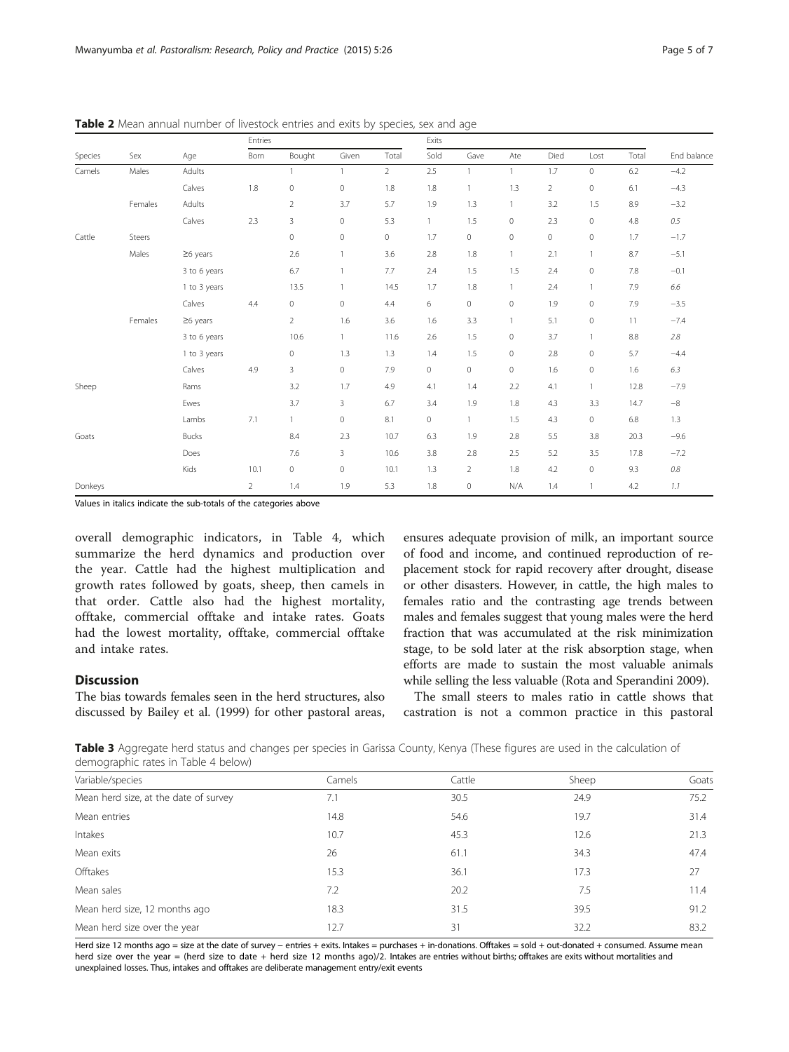**Table 2** Mean annual number of livestock entries and exits by species, sex and age

| Species | Sex | Age | Entries | | | | Exits | | | | | | End balance |
|---|---|---|---|---|---|---|---|---|---|---|---|---|---|
| | | | Born | Bought | Given | Total | Sold | Gave | Ate | Died | Lost | Total | |
| Camels | Males | Adults | | 1 | 1 | 2 | 2.5 | 1 | 1 | 1.7 | 0 | 6.2 | −4.2 |
| | | Calves | 1.8 | 0 | 0 | 1.8 | 1.8 | 1 | 1.3 | 2 | 0 | 6.1 | −4.3 |
| | Females | Adults | | 2 | 3.7 | 5.7 | 1.9 | 1.3 | 1 | 3.2 | 1.5 | 8.9 | −3.2 |
| | | Calves | 2.3 | 3 | 0 | 5.3 | 1 | 1.5 | 0 | 2.3 | 0 | 4.8 | *0.5* |
| Cattle | Steers | | | 0 | 0 | 0 | 1.7 | 0 | 0 | 0 | 0 | 1.7 | −1.7 |
| | Males | ≥6 years | | 2.6 | 1 | 3.6 | 2.8 | 1.8 | 1 | 2.1 | 1 | 8.7 | −5.1 |
| | | 3 to 6 years | | 6.7 | 1 | 7.7 | 2.4 | 1.5 | 1.5 | 2.4 | 0 | 7.8 | −0.1 |
| | | 1 to 3 years | | 13.5 | 1 | 14.5 | 1.7 | 1.8 | 1 | 2.4 | 1 | 7.9 | *6.6* |
| | | Calves | 4.4 | 0 | 0 | 4.4 | 6 | 0 | 0 | 1.9 | 0 | 7.9 | −3.5 |
| | Females | ≥6 years | | 2 | 1.6 | 3.6 | 1.6 | 3.3 | 1 | 5.1 | 0 | 11 | −7.4 |
| | | 3 to 6 years | | 10.6 | 1 | 11.6 | 2.6 | 1.5 | 0 | 3.7 | 1 | 8.8 | *2.8* |
| | | 1 to 3 years | | 0 | 1.3 | 1.3 | 1.4 | 1.5 | 0 | 2.8 | 0 | 5.7 | −4.4 |
| | | Calves | 4.9 | 3 | 0 | 7.9 | 0 | 0 | 0 | 1.6 | 0 | 1.6 | *6.3* |
| Sheep | | Rams | | 3.2 | 1.7 | 4.9 | 4.1 | 1.4 | 2.2 | 4.1 | 1 | 12.8 | −7.9 |
| | | Ewes | | 3.7 | 3 | 6.7 | 3.4 | 1.9 | 1.8 | 4.3 | 3.3 | 14.7 | −8 |
| | | Lambs | 7.1 | 1 | 0 | 8.1 | 0 | 1 | 1.5 | 4.3 | 0 | 6.8 | 1.3 |
| Goats | | Bucks | | 8.4 | 2.3 | 10.7 | 6.3 | 1.9 | 2.8 | 5.5 | 3.8 | 20.3 | −9.6 |
| | | Does | | 7.6 | 3 | 10.6 | 3.8 | 2.8 | 2.5 | 5.2 | 3.5 | 17.8 | −7.2 |
| | | Kids | 10.1 | 0 | 0 | 10.1 | 1.3 | 2 | 1.8 | 4.2 | 0 | 9.3 | *0.8* |
| Donkeys | | | 2 | 1.4 | 1.9 | 5.3 | 1.8 | 0 | N/A | 1.4 | 1 | 4.2 | *1.1* |

Values in italics indicate the sub-totals of the categories above

overall demographic indicators, in Table 4, which summarize the herd dynamics and production over the year. Cattle had the highest multiplication and growth rates followed by goats, sheep, then camels in that order. Cattle also had the highest mortality, offtake, commercial offtake and intake rates. Goats had the lowest mortality, offtake, commercial offtake and intake rates.

## Discussion

The bias towards females seen in the herd structures, also discussed by Bailey et al. (1999) for other pastoral areas, ensures adequate provision of milk, an important source of food and income, and continued reproduction of replacement stock for rapid recovery after drought, disease or other disasters. However, in cattle, the high males to females ratio and the contrasting age trends between males and females suggest that young males were the herd fraction that was accumulated at the risk minimization stage, to be sold later at the risk absorption stage, when efforts are made to sustain the most valuable animals while selling the less valuable (Rota and Sperandini 2009).

The small steers to males ratio in cattle shows that castration is not a common practice in this pastoral

**Table 3** Aggregate herd status and changes per species in Garissa County, Kenya (These figures are used in the calculation of demographic rates in Table 4 below)

| Variable/species | Camels | Cattle | Sheep | Goats |
|---|---|---|---|---|
| Mean herd size, at the date of survey | 7.1 | 30.5 | 24.9 | 75.2 |
| Mean entries | 14.8 | 54.6 | 19.7 | 31.4 |
| Intakes | 10.7 | 45.3 | 12.6 | 21.3 |
| Mean exits | 26 | 61.1 | 34.3 | 47.4 |
| Offtakes | 15.3 | 36.1 | 17.3 | 27 |
| Mean sales | 7.2 | 20.2 | 7.5 | 11.4 |
| Mean herd size, 12 months ago | 18.3 | 31.5 | 39.5 | 91.2 |
| Mean herd size over the year | 12.7 | 31 | 32.2 | 83.2 |

Herd size 12 months ago = size at the date of survey − entries + exits. Intakes = purchases + in-donations. Offtakes = sold + out-donated + consumed. Assume mean herd size over the year = (herd size to date + herd size 12 months ago)/2. Intakes are entries without births; offtakes are exits without mortalities and unexplained losses. Thus, intakes and offtakes are deliberate management entry/exit events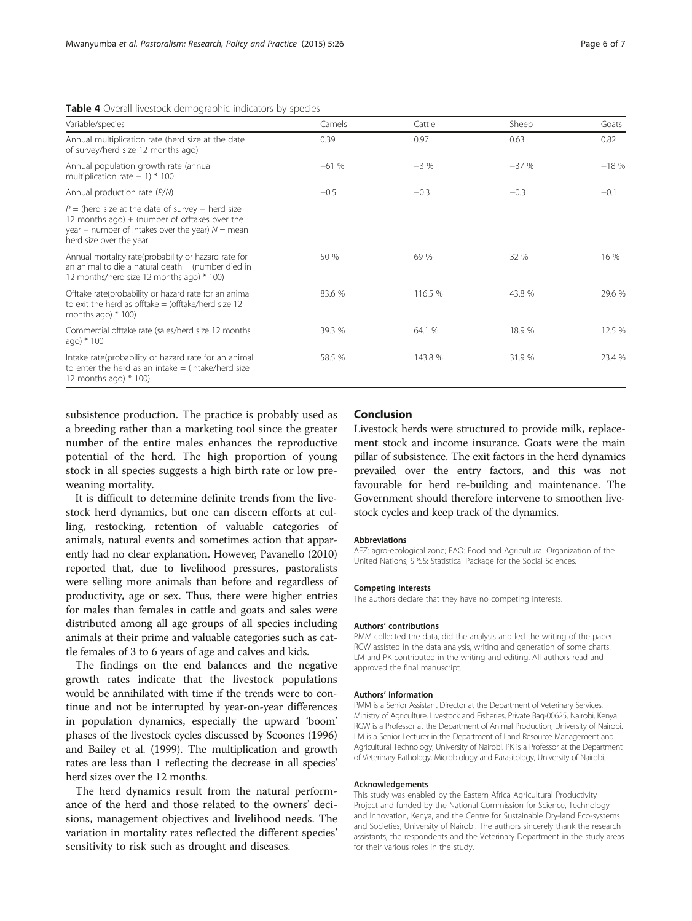**Table 4** Overall livestock demographic indicators by species

| Variable/species | Camels | Cattle | Sheep | Goats |
|---|---|---|---|---|
| Annual multiplication rate (herd size at the date of survey/herd size 12 months ago) | 0.39 | 0.97 | 0.63 | 0.82 |
| Annual population growth rate (annual multiplication rate − 1) * 100 | −61 % | −3 % | −37 % | −18 % |
| Annual production rate (*P*/*N*) | −0.5 | −0.3 | −0.3 | −0.1 |
| *P* = (herd size at the date of survey − herd size 12 months ago) + (number of offtakes over the year − number of intakes over the year) *N* = mean herd size over the year | | | | |
| Annual mortality rate(probability or hazard rate for an animal to die a natural death = (number died in 12 months/herd size 12 months ago) * 100) | 50 % | 69 % | 32 % | 16 % |
| Offtake rate(probability or hazard rate for an animal to exit the herd as offtake = (offtake/herd size 12 months ago) * 100) | 83.6 % | 116.5 % | 43.8 % | 29.6 % |
| Commercial offtake rate (sales/herd size 12 months ago) * 100 | 39.3 % | 64.1 % | 18.9 % | 12.5 % |
| Intake rate(probability or hazard rate for an animal to enter the herd as an intake = (intake/herd size 12 months ago) * 100) | 58.5 % | 143.8 % | 31.9 % | 23.4 % |

subsistence production. The practice is probably used as a breeding rather than a marketing tool since the greater number of the entire males enhances the reproductive potential of the herd. The high proportion of young stock in all species suggests a high birth rate or low pre-weaning mortality.

It is difficult to determine definite trends from the livestock herd dynamics, but one can discern efforts at culling, restocking, retention of valuable categories of animals, natural events and sometimes action that apparently had no clear explanation. However, Pavanello (2010) reported that, due to livelihood pressures, pastoralists were selling more animals than before and regardless of productivity, age or sex. Thus, there were higher entries for males than females in cattle and goats and sales were distributed among all age groups of all species including animals at their prime and valuable categories such as cattle females of 3 to 6 years of age and calves and kids.

The findings on the end balances and the negative growth rates indicate that the livestock populations would be annihilated with time if the trends were to continue and not be interrupted by year-on-year differences in population dynamics, especially the upward 'boom' phases of the livestock cycles discussed by Scoones (1996) and Bailey et al. (1999). The multiplication and growth rates are less than 1 reflecting the decrease in all species' herd sizes over the 12 months.

The herd dynamics result from the natural performance of the herd and those related to the owners' decisions, management objectives and livelihood needs. The variation in mortality rates reflected the different species' sensitivity to risk such as drought and diseases.

## Conclusion

Livestock herds were structured to provide milk, replacement stock and income insurance. Goats were the main pillar of subsistence. The exit factors in the herd dynamics prevailed over the entry factors, and this was not favourable for herd re-building and maintenance. The Government should therefore intervene to smoothen livestock cycles and keep track of the dynamics.

#### Abbreviations

AEZ: agro-ecological zone; FAO: Food and Agricultural Organization of the United Nations; SPSS: Statistical Package for the Social Sciences.

#### Competing interests

The authors declare that they have no competing interests.

#### Authors' contributions

PMM collected the data, did the analysis and led the writing of the paper. RGW assisted in the data analysis, writing and generation of some charts. LM and PK contributed in the writing and editing. All authors read and approved the final manuscript.

#### Authors' information

PMM is a Senior Assistant Director at the Department of Veterinary Services, Ministry of Agriculture, Livestock and Fisheries, Private Bag-00625, Nairobi, Kenya. RGW is a Professor at the Department of Animal Production, University of Nairobi. LM is a Senior Lecturer in the Department of Land Resource Management and Agricultural Technology, University of Nairobi. PK is a Professor at the Department of Veterinary Pathology, Microbiology and Parasitology, University of Nairobi.

#### Acknowledgements

This study was enabled by the Eastern Africa Agricultural Productivity Project and funded by the National Commission for Science, Technology and Innovation, Kenya, and the Centre for Sustainable Dry-land Eco-systems and Societies, University of Nairobi. The authors sincerely thank the research assistants, the respondents and the Veterinary Department in the study areas for their various roles in the study.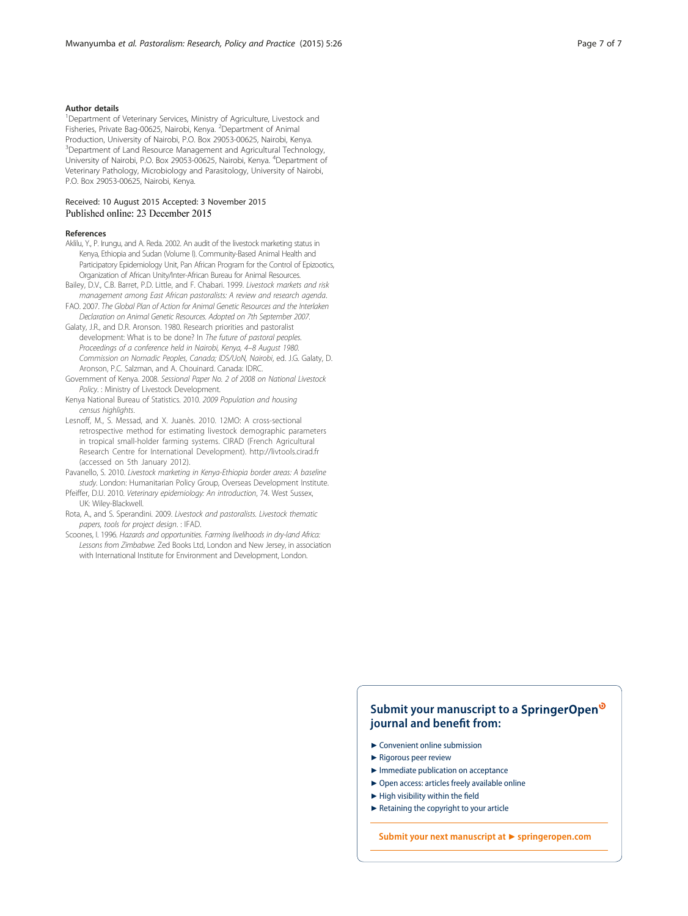#### Author details

[1]Department of Veterinary Services, Ministry of Agriculture, Livestock and Fisheries, Private Bag-00625, Nairobi, Kenya. [2]Department of Animal Production, University of Nairobi, P.O. Box 29053-00625, Nairobi, Kenya. [3]Department of Land Resource Management and Agricultural Technology, University of Nairobi, P.O. Box 29053-00625, Nairobi, Kenya. [4]Department of Veterinary Pathology, Microbiology and Parasitology, University of Nairobi, P.O. Box 29053-00625, Nairobi, Kenya.

Received: 10 August 2015 Accepted: 3 November 2015
Published online: 23 December 2015

#### References

- Aklilu, Y., P. Irungu, and A. Reda. 2002. An audit of the livestock marketing status in Kenya, Ethiopia and Sudan (Volume I). Community-Based Animal Health and Participatory Epidemiology Unit, Pan African Program for the Control of Epizootics, Organization of African Unity/Inter-African Bureau for Animal Resources.
- Bailey, D.V., C.B. Barret, P.D. Little, and F. Chabari. 1999. *Livestock markets and risk management among East African pastoralists: A review and research agenda*.
- FAO. 2007. *The Global Plan of Action for Animal Genetic Resources and the Interlaken Declaration on Animal Genetic Resources. Adopted on 7th September 2007.*
- Galaty, J.R., and D.R. Aronson. 1980. Research priorities and pastoralist development: What is to be done? In *The future of pastoral peoples. Proceedings of a conference held in Nairobi, Kenya, 4–8 August 1980. Commission on Nomadic Peoples, Canada; IDS/UoN, Nairobi*, ed. J.G. Galaty, D. Aronson, P.C. Salzman, and A. Chouinard. Canada: IDRC.
- Government of Kenya. 2008. *Sessional Paper No. 2 of 2008 on National Livestock Policy*. : Ministry of Livestock Development.
- Kenya National Bureau of Statistics. 2010. *2009 Population and housing census highlights*.
- Lesnoff, M., S. Messad, and X. Juanès. 2010. 12MO: A cross-sectional retrospective method for estimating livestock demographic parameters in tropical small-holder farming systems. CIRAD (French Agricultural Research Centre for International Development). http://livtools.cirad.fr (accessed on 5th January 2012).
- Pavanello, S. 2010. *Livestock marketing in Kenya-Ethiopia border areas: A baseline study*. London: Humanitarian Policy Group, Overseas Development Institute.
- Pfeiffer, D.U. 2010. *Veterinary epidemiology: An introduction*, 74. West Sussex, UK: Wiley-Blackwell.
- Rota, A., and S. Sperandini. 2009. *Livestock and pastoralists. Livestock thematic papers, tools for project design*. : IFAD.
- Scoones, I. 1996. *Hazards and opportunities. Farming livelihoods in dry-land Africa: Lessons from Zimbabwe.* Zed Books Ltd, London and New Jersey, in association with International Institute for Environment and Development, London.

**Submit your manuscript to a SpringerOpen journal and benefit from:**

- ► Convenient online submission
- ► Rigorous peer review
- ► Immediate publication on acceptance
- ► Open access: articles freely available online
- ► High visibility within the field
- ► Retaining the copyright to your article

**Submit your next manuscript at ► springeropen.com**